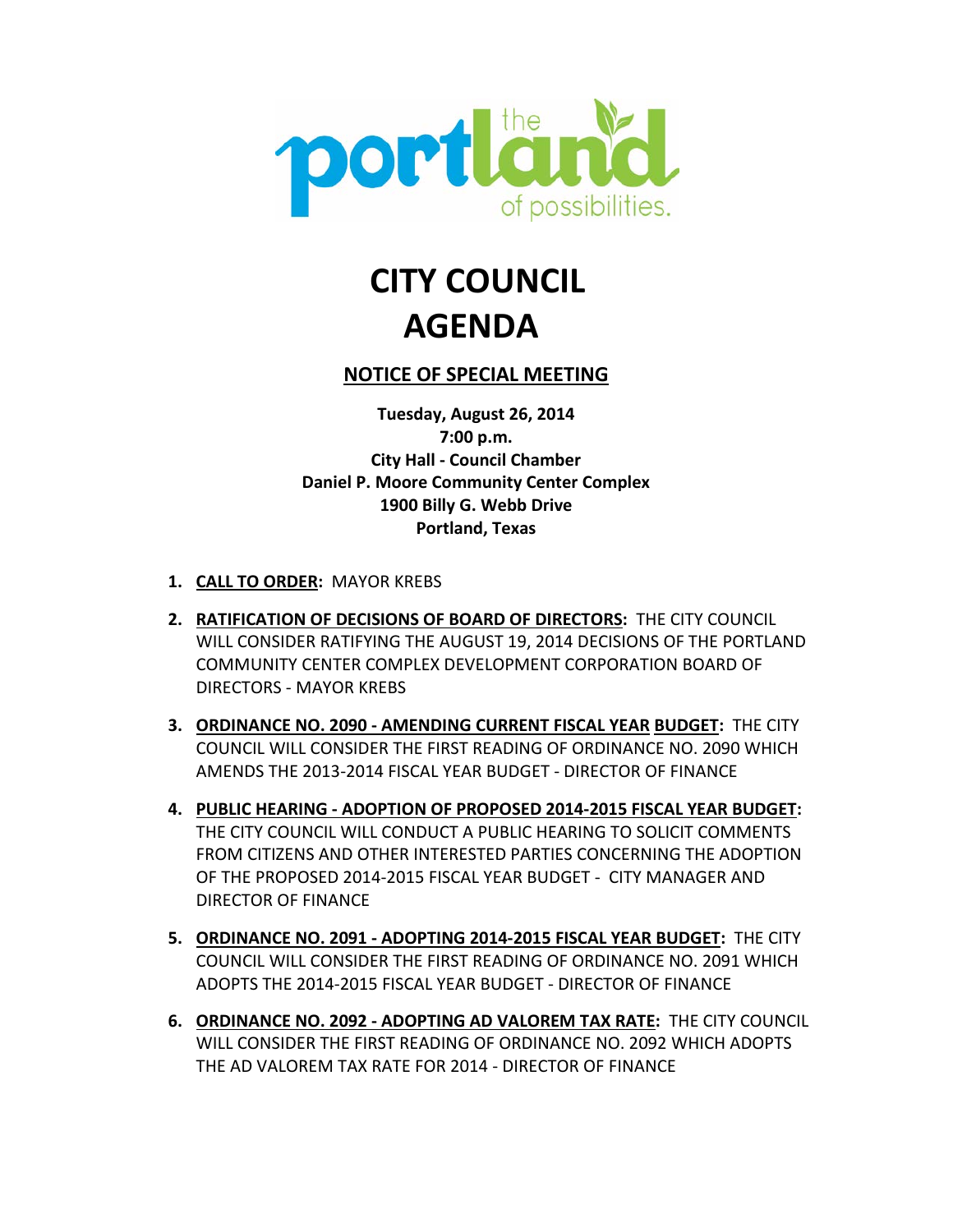the portland of possibilities.

# CITY COUNCIL AGENDA

## NOTICE OF SPECIAL MEETING

**Tuesday, August 26, 2014**
**7:00 p.m.**
**City Hall - Council Chamber**
**Daniel P. Moore Community Center Complex**
**1900 Billy G. Webb Drive**
**Portland, Texas**

1. **CALL TO ORDER:** MAYOR KREBS

2. **RATIFICATION OF DECISIONS OF BOARD OF DIRECTORS:** THE CITY COUNCIL WILL CONSIDER RATIFYING THE AUGUST 19, 2014 DECISIONS OF THE PORTLAND COMMUNITY CENTER COMPLEX DEVELOPMENT CORPORATION BOARD OF DIRECTORS - MAYOR KREBS

3. **ORDINANCE NO. 2090 - AMENDING CURRENT FISCAL YEAR BUDGET:** THE CITY COUNCIL WILL CONSIDER THE FIRST READING OF ORDINANCE NO. 2090 WHICH AMENDS THE 2013-2014 FISCAL YEAR BUDGET - DIRECTOR OF FINANCE

4. **PUBLIC HEARING - ADOPTION OF PROPOSED 2014-2015 FISCAL YEAR BUDGET:** THE CITY COUNCIL WILL CONDUCT A PUBLIC HEARING TO SOLICIT COMMENTS FROM CITIZENS AND OTHER INTERESTED PARTIES CONCERNING THE ADOPTION OF THE PROPOSED 2014-2015 FISCAL YEAR BUDGET - CITY MANAGER AND DIRECTOR OF FINANCE

5. **ORDINANCE NO. 2091 - ADOPTING 2014-2015 FISCAL YEAR BUDGET:** THE CITY COUNCIL WILL CONSIDER THE FIRST READING OF ORDINANCE NO. 2091 WHICH ADOPTS THE 2014-2015 FISCAL YEAR BUDGET - DIRECTOR OF FINANCE

6. **ORDINANCE NO. 2092 - ADOPTING AD VALOREM TAX RATE:** THE CITY COUNCIL WILL CONSIDER THE FIRST READING OF ORDINANCE NO. 2092 WHICH ADOPTS THE AD VALOREM TAX RATE FOR 2014 - DIRECTOR OF FINANCE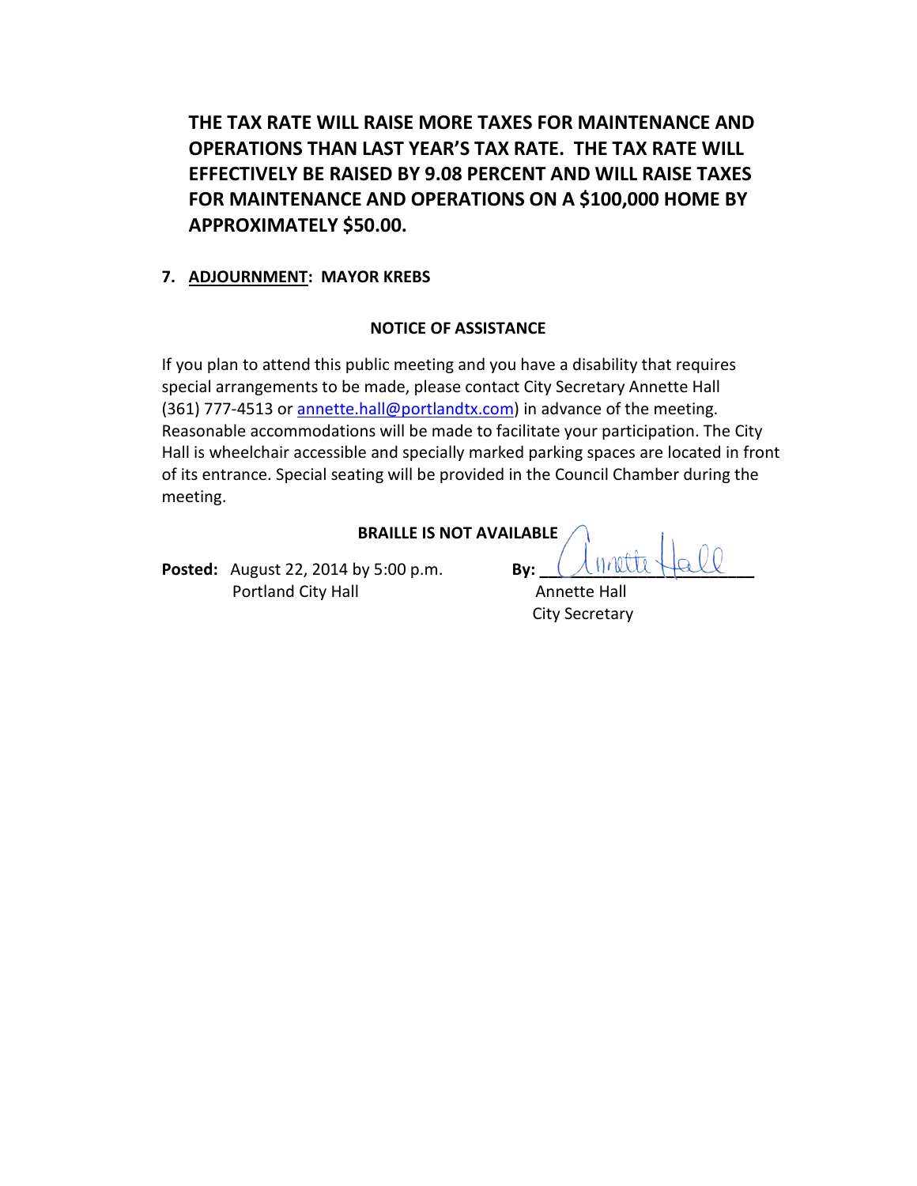**THE TAX RATE WILL RAISE MORE TAXES FOR MAINTENANCE AND OPERATIONS THAN LAST YEAR'S TAX RATE. THE TAX RATE WILL EFFECTIVELY BE RAISED BY 9.08 PERCENT AND WILL RAISE TAXES FOR MAINTENANCE AND OPERATIONS ON A $100,000 HOME BY APPROXIMATELY $50.00.**

**7. ADJOURNMENT: MAYOR KREBS**

**NOTICE OF ASSISTANCE**

If you plan to attend this public meeting and you have a disability that requires special arrangements to be made, please contact City Secretary Annette Hall (361) 777-4513 or annette.hall@portlandtx.com) in advance of the meeting. Reasonable accommodations will be made to facilitate your participation. The City Hall is wheelchair accessible and specially marked parking spaces are located in front of its entrance. Special seating will be provided in the Council Chamber during the meeting.

**BRAILLE IS NOT AVAILABLE**

**Posted:** August 22, 2014 by 5:00 p.m.
Portland City Hall

**By:** Annette Hall
Annette Hall
City Secretary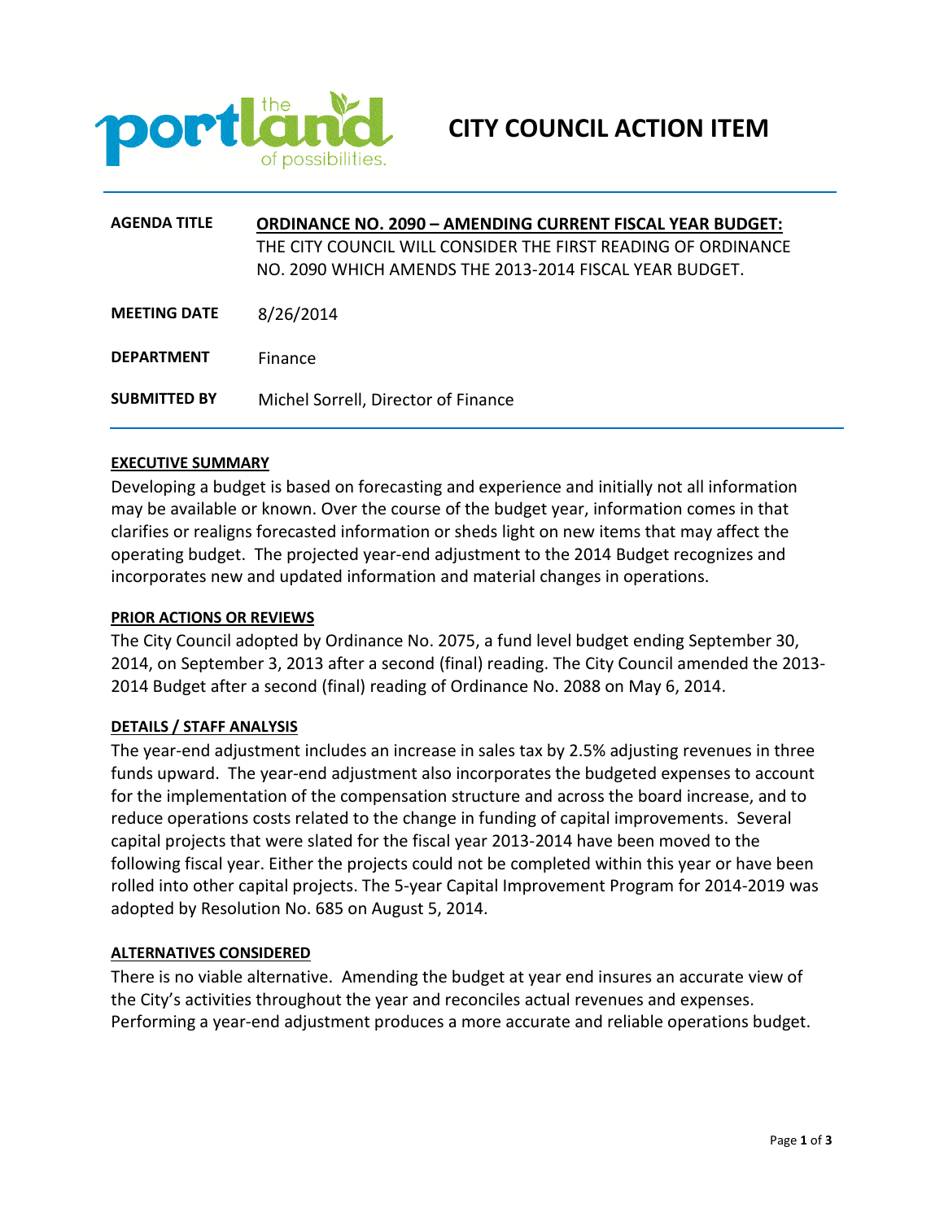# CITY COUNCIL ACTION ITEM

| | |
|---|---|
| **AGENDA TITLE** | **ORDINANCE NO. 2090 – AMENDING CURRENT FISCAL YEAR BUDGET:** THE CITY COUNCIL WILL CONSIDER THE FIRST READING OF ORDINANCE NO. 2090 WHICH AMENDS THE 2013-2014 FISCAL YEAR BUDGET. |
| **MEETING DATE** | 8/26/2014 |
| **DEPARTMENT** | Finance |
| **SUBMITTED BY** | Michel Sorrell, Director of Finance |

## EXECUTIVE SUMMARY

Developing a budget is based on forecasting and experience and initially not all information may be available or known. Over the course of the budget year, information comes in that clarifies or realigns forecasted information or sheds light on new items that may affect the operating budget. The projected year-end adjustment to the 2014 Budget recognizes and incorporates new and updated information and material changes in operations.

## PRIOR ACTIONS OR REVIEWS

The City Council adopted by Ordinance No. 2075, a fund level budget ending September 30, 2014, on September 3, 2013 after a second (final) reading. The City Council amended the 2013-2014 Budget after a second (final) reading of Ordinance No. 2088 on May 6, 2014.

## DETAILS / STAFF ANALYSIS

The year-end adjustment includes an increase in sales tax by 2.5% adjusting revenues in three funds upward. The year-end adjustment also incorporates the budgeted expenses to account for the implementation of the compensation structure and across the board increase, and to reduce operations costs related to the change in funding of capital improvements. Several capital projects that were slated for the fiscal year 2013-2014 have been moved to the following fiscal year. Either the projects could not be completed within this year or have been rolled into other capital projects. The 5-year Capital Improvement Program for 2014-2019 was adopted by Resolution No. 685 on August 5, 2014.

## ALTERNATIVES CONSIDERED

There is no viable alternative. Amending the budget at year end insures an accurate view of the City's activities throughout the year and reconciles actual revenues and expenses. Performing a year-end adjustment produces a more accurate and reliable operations budget.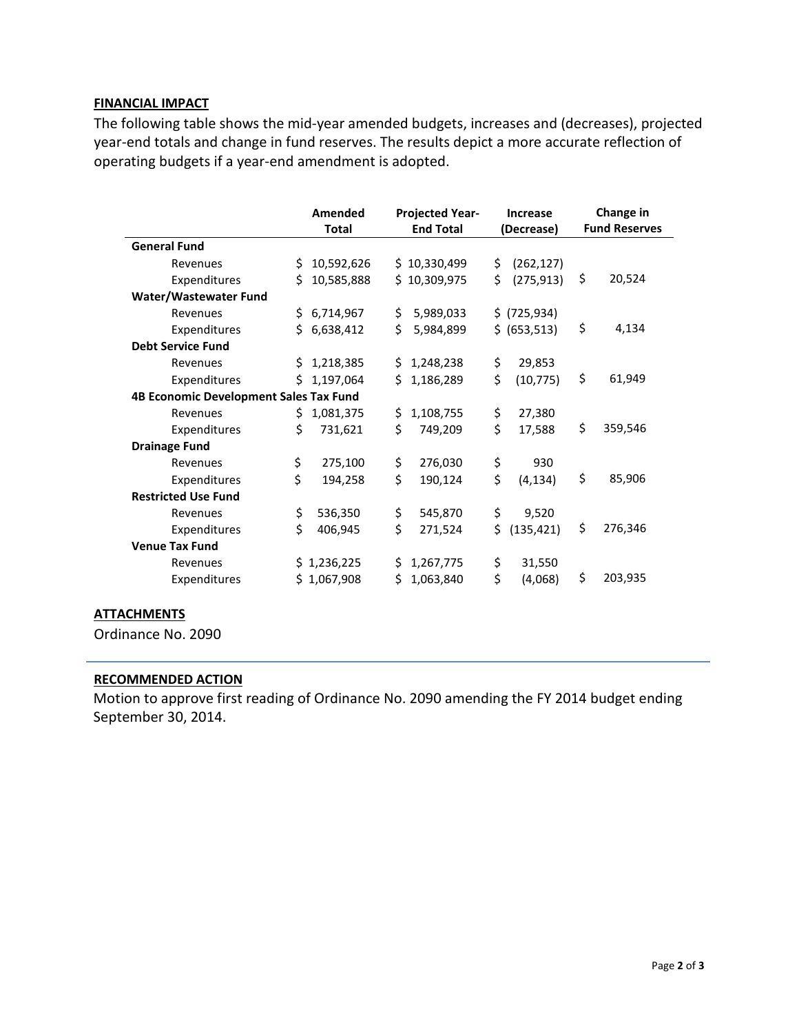## FINANCIAL IMPACT

The following table shows the mid-year amended budgets, increases and (decreases), projected year-end totals and change in fund reserves. The results depict a more accurate reflection of operating budgets if a year-end amendment is adopted.

| | Amended Total | Projected Year-End Total | Increase (Decrease) | Change in Fund Reserves |
|---|---|---|---|---|
| **General Fund** | | | | |
| Revenues | $ 10,592,626 | $ 10,330,499 | $ (262,127) | |
| Expenditures | $ 10,585,888 | $ 10,309,975 | $ (275,913) | $ 20,524 |
| **Water/Wastewater Fund** | | | | |
| Revenues | $ 6,714,967 | $ 5,989,033 | $ (725,934) | |
| Expenditures | $ 6,638,412 | $ 5,984,899 | $ (653,513) | $ 4,134 |
| **Debt Service Fund** | | | | |
| Revenues | $ 1,218,385 | $ 1,248,238 | $ 29,853 | |
| Expenditures | $ 1,197,064 | $ 1,186,289 | $ (10,775) | $ 61,949 |
| **4B Economic Development Sales Tax Fund** | | | | |
| Revenues | $ 1,081,375 | $ 1,108,755 | $ 27,380 | |
| Expenditures | $ 731,621 | $ 749,209 | $ 17,588 | $ 359,546 |
| **Drainage Fund** | | | | |
| Revenues | $ 275,100 | $ 276,030 | $ 930 | |
| Expenditures | $ 194,258 | $ 190,124 | $ (4,134) | $ 85,906 |
| **Restricted Use Fund** | | | | |
| Revenues | $ 536,350 | $ 545,870 | $ 9,520 | |
| Expenditures | $ 406,945 | $ 271,524 | $ (135,421) | $ 276,346 |
| **Venue Tax Fund** | | | | |
| Revenues | $ 1,236,225 | $ 1,267,775 | $ 31,550 | |
| Expenditures | $ 1,067,908 | $ 1,063,840 | $ (4,068) | $ 203,935 |

## ATTACHMENTS

Ordinance No. 2090

## RECOMMENDED ACTION

Motion to approve first reading of Ordinance No. 2090 amending the FY 2014 budget ending September 30, 2014.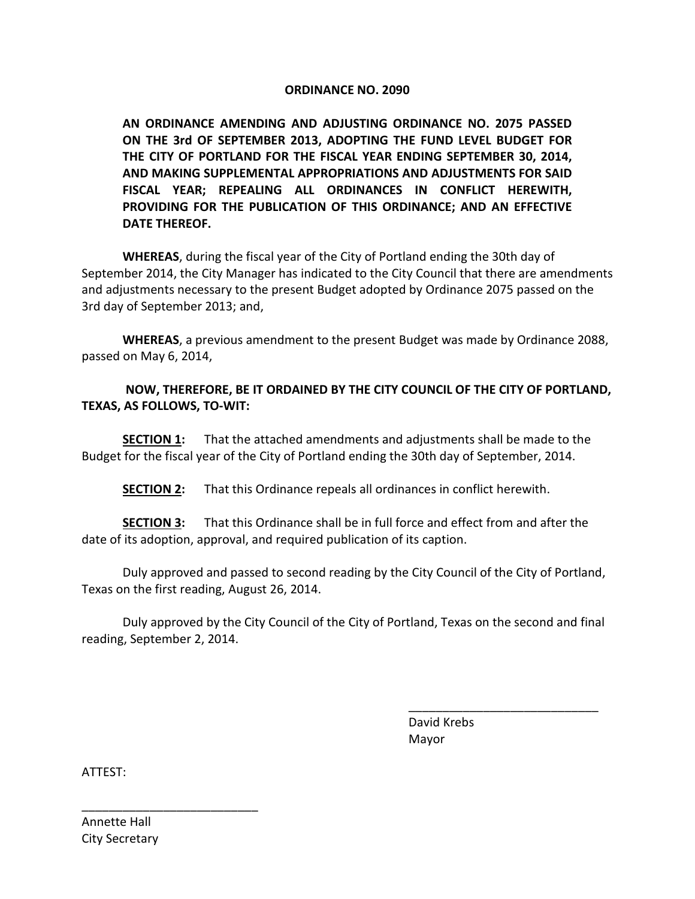# ORDINANCE NO. 2090

**AN ORDINANCE AMENDING AND ADJUSTING ORDINANCE NO. 2075 PASSED ON THE 3rd OF SEPTEMBER 2013, ADOPTING THE FUND LEVEL BUDGET FOR THE CITY OF PORTLAND FOR THE FISCAL YEAR ENDING SEPTEMBER 30, 2014, AND MAKING SUPPLEMENTAL APPROPRIATIONS AND ADJUSTMENTS FOR SAID FISCAL YEAR; REPEALING ALL ORDINANCES IN CONFLICT HEREWITH, PROVIDING FOR THE PUBLICATION OF THIS ORDINANCE; AND AN EFFECTIVE DATE THEREOF.**

**WHEREAS**, during the fiscal year of the City of Portland ending the 30th day of September 2014, the City Manager has indicated to the City Council that there are amendments and adjustments necessary to the present Budget adopted by Ordinance 2075 passed on the 3rd day of September 2013; and,

**WHEREAS**, a previous amendment to the present Budget was made by Ordinance 2088, passed on May 6, 2014,

**NOW, THEREFORE, BE IT ORDAINED BY THE CITY COUNCIL OF THE CITY OF PORTLAND, TEXAS, AS FOLLOWS, TO-WIT:**

**SECTION 1:** That the attached amendments and adjustments shall be made to the Budget for the fiscal year of the City of Portland ending the 30th day of September, 2014.

**SECTION 2:** That this Ordinance repeals all ordinances in conflict herewith.

**SECTION 3:** That this Ordinance shall be in full force and effect from and after the date of its adoption, approval, and required publication of its caption.

Duly approved and passed to second reading by the City Council of the City of Portland, Texas on the first reading, August 26, 2014.

Duly approved by the City Council of the City of Portland, Texas on the second and final reading, September 2, 2014.

\_\_\_\_\_\_\_\_\_\_\_\_\_\_\_\_\_\_\_\_\_\_\_\_\_\_\_\_
David Krebs
Mayor

ATTEST:

\_\_\_\_\_\_\_\_\_\_\_\_\_\_\_\_\_\_\_\_\_\_\_\_\_\_\_\_
Annette Hall
City Secretary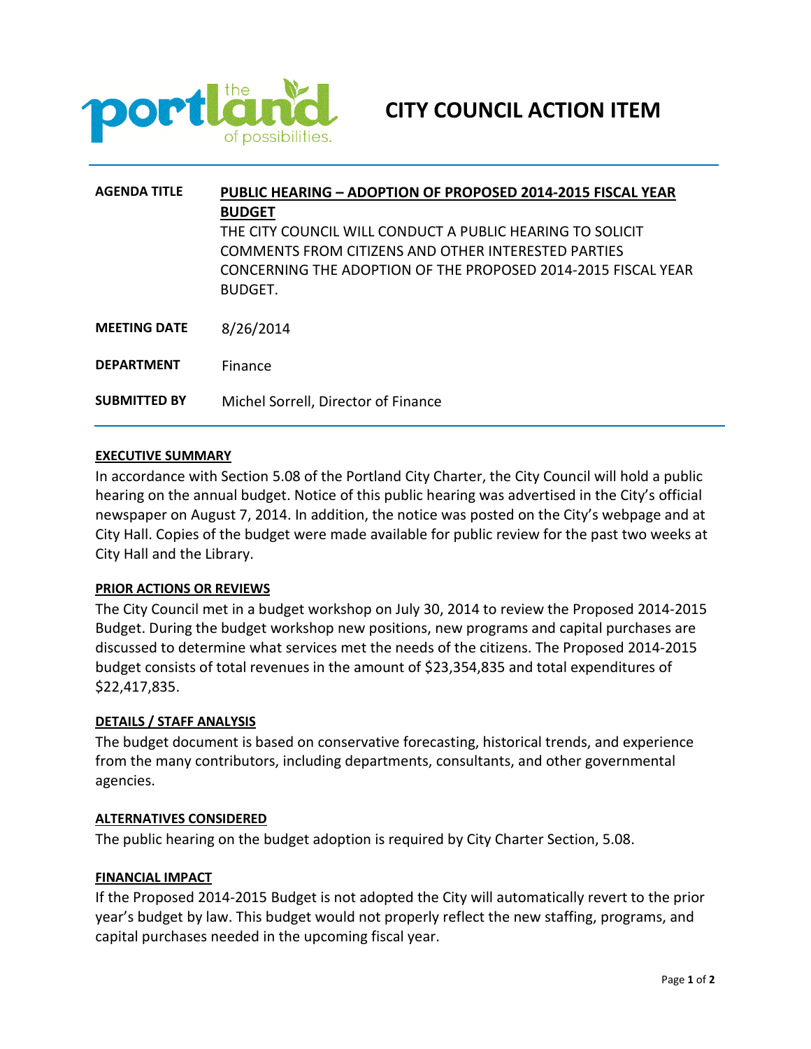# CITY COUNCIL ACTION ITEM

| | |
|---|---|
| **AGENDA TITLE** | **PUBLIC HEARING – ADOPTION OF PROPOSED 2014-2015 FISCAL YEAR BUDGET**<br>THE CITY COUNCIL WILL CONDUCT A PUBLIC HEARING TO SOLICIT COMMENTS FROM CITIZENS AND OTHER INTERESTED PARTIES CONCERNING THE ADOPTION OF THE PROPOSED 2014-2015 FISCAL YEAR BUDGET. |
| **MEETING DATE** | 8/26/2014 |
| **DEPARTMENT** | Finance |
| **SUBMITTED BY** | Michel Sorrell, Director of Finance |

**EXECUTIVE SUMMARY**

In accordance with Section 5.08 of the Portland City Charter, the City Council will hold a public hearing on the annual budget. Notice of this public hearing was advertised in the City's official newspaper on August 7, 2014. In addition, the notice was posted on the City's webpage and at City Hall. Copies of the budget were made available for public review for the past two weeks at City Hall and the Library.

**PRIOR ACTIONS OR REVIEWS**

The City Council met in a budget workshop on July 30, 2014 to review the Proposed 2014-2015 Budget. During the budget workshop new positions, new programs and capital purchases are discussed to determine what services met the needs of the citizens. The Proposed 2014-2015 budget consists of total revenues in the amount of $23,354,835 and total expenditures of $22,417,835.

**DETAILS / STAFF ANALYSIS**

The budget document is based on conservative forecasting, historical trends, and experience from the many contributors, including departments, consultants, and other governmental agencies.

**ALTERNATIVES CONSIDERED**

The public hearing on the budget adoption is required by City Charter Section, 5.08.

**FINANCIAL IMPACT**

If the Proposed 2014-2015 Budget is not adopted the City will automatically revert to the prior year's budget by law. This budget would not properly reflect the new staffing, programs, and capital purchases needed in the upcoming fiscal year.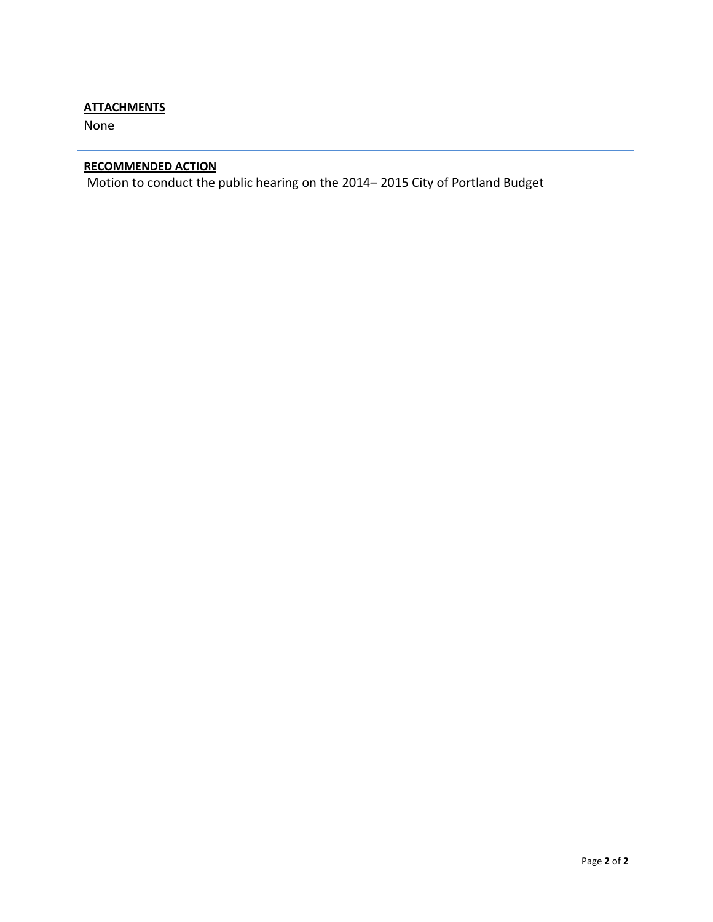**ATTACHMENTS**

None

---

**RECOMMENDED ACTION**

Motion to conduct the public hearing on the 2014– 2015 City of Portland Budget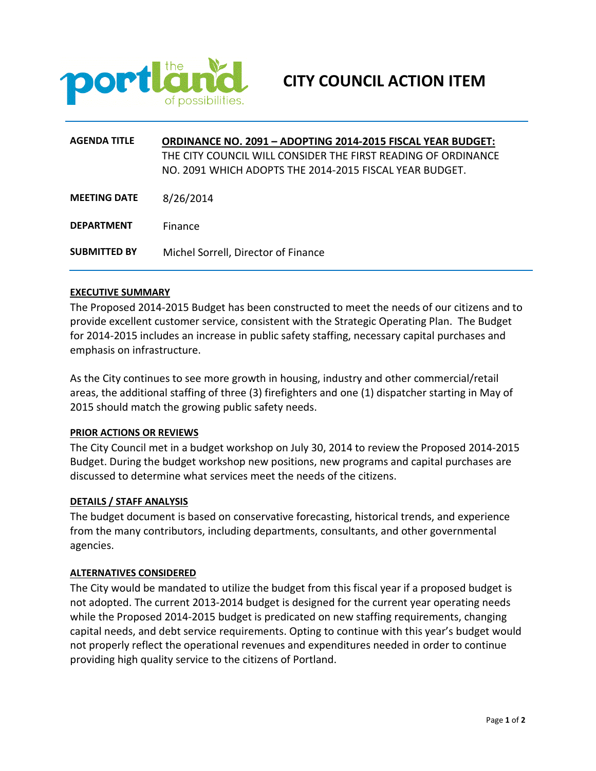# CITY COUNCIL ACTION ITEM

| | |
|---|---|
| **AGENDA TITLE** | **ORDINANCE NO. 2091 – ADOPTING 2014-2015 FISCAL YEAR BUDGET:** THE CITY COUNCIL WILL CONSIDER THE FIRST READING OF ORDINANCE NO. 2091 WHICH ADOPTS THE 2014-2015 FISCAL YEAR BUDGET. |
| **MEETING DATE** | 8/26/2014 |
| **DEPARTMENT** | Finance |
| **SUBMITTED BY** | Michel Sorrell, Director of Finance |

## EXECUTIVE SUMMARY

The Proposed 2014-2015 Budget has been constructed to meet the needs of our citizens and to provide excellent customer service, consistent with the Strategic Operating Plan. The Budget for 2014-2015 includes an increase in public safety staffing, necessary capital purchases and emphasis on infrastructure.

As the City continues to see more growth in housing, industry and other commercial/retail areas, the additional staffing of three (3) firefighters and one (1) dispatcher starting in May of 2015 should match the growing public safety needs.

## PRIOR ACTIONS OR REVIEWS

The City Council met in a budget workshop on July 30, 2014 to review the Proposed 2014-2015 Budget. During the budget workshop new positions, new programs and capital purchases are discussed to determine what services meet the needs of the citizens.

## DETAILS / STAFF ANALYSIS

The budget document is based on conservative forecasting, historical trends, and experience from the many contributors, including departments, consultants, and other governmental agencies.

## ALTERNATIVES CONSIDERED

The City would be mandated to utilize the budget from this fiscal year if a proposed budget is not adopted. The current 2013-2014 budget is designed for the current year operating needs while the Proposed 2014-2015 budget is predicated on new staffing requirements, changing capital needs, and debt service requirements. Opting to continue with this year's budget would not properly reflect the operational revenues and expenditures needed in order to continue providing high quality service to the citizens of Portland.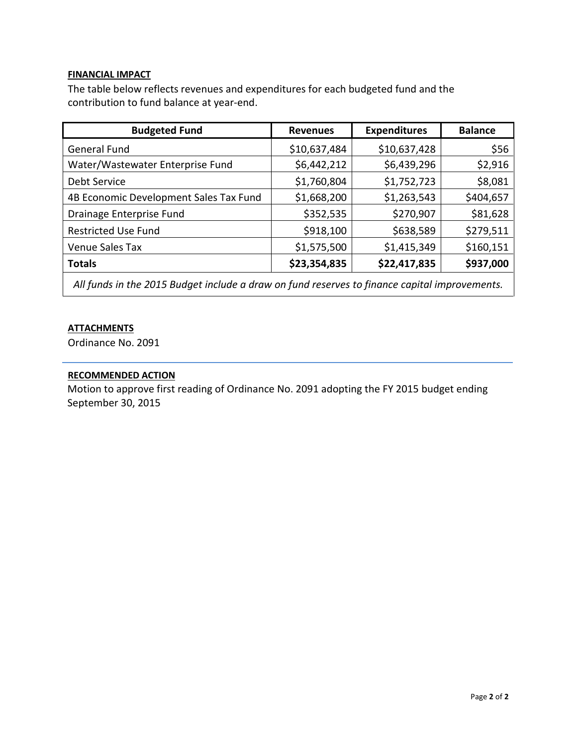**FINANCIAL IMPACT**

The table below reflects revenues and expenditures for each budgeted fund and the contribution to fund balance at year-end.

| Budgeted Fund | Revenues | Expenditures | Balance |
|---|---|---|---|
| General Fund | $10,637,484 | $10,637,428 | $56 |
| Water/Wastewater Enterprise Fund | $6,442,212 | $6,439,296 | $2,916 |
| Debt Service | $1,760,804 | $1,752,723 | $8,081 |
| 4B Economic Development Sales Tax Fund | $1,668,200 | $1,263,543 | $404,657 |
| Drainage Enterprise Fund | $352,535 | $270,907 | $81,628 |
| Restricted Use Fund | $918,100 | $638,589 | $279,511 |
| Venue Sales Tax | $1,575,500 | $1,415,349 | $160,151 |
| **Totals** | **$23,354,835** | **$22,417,835** | **$937,000** |

*All funds in the 2015 Budget include a draw on fund reserves to finance capital improvements.*

**ATTACHMENTS**

Ordinance No. 2091

**RECOMMENDED ACTION**

Motion to approve first reading of Ordinance No. 2091 adopting the FY 2015 budget ending September 30, 2015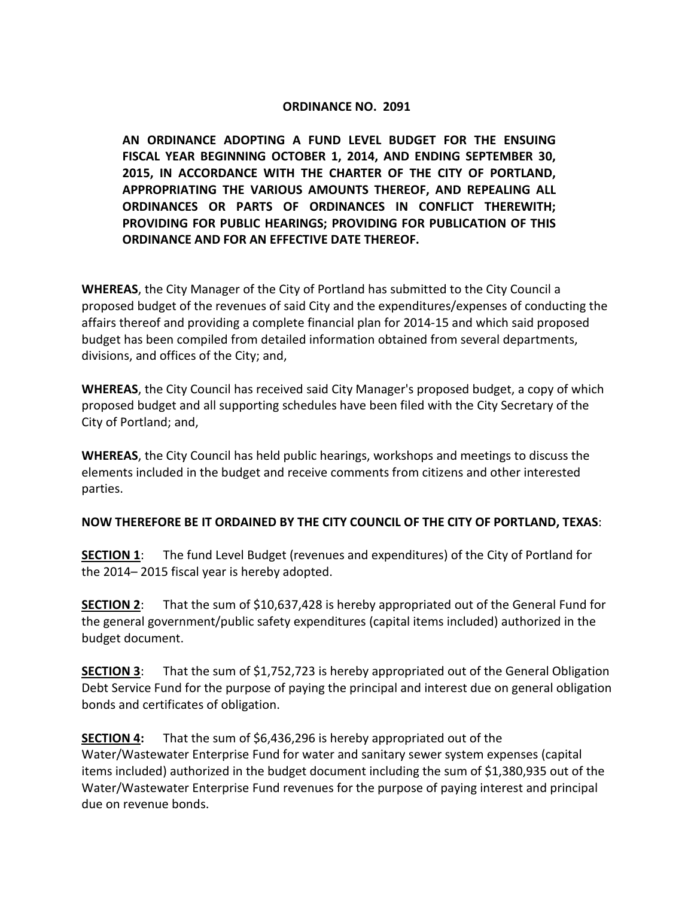# ORDINANCE NO. 2091

**AN ORDINANCE ADOPTING A FUND LEVEL BUDGET FOR THE ENSUING FISCAL YEAR BEGINNING OCTOBER 1, 2014, AND ENDING SEPTEMBER 30, 2015, IN ACCORDANCE WITH THE CHARTER OF THE CITY OF PORTLAND, APPROPRIATING THE VARIOUS AMOUNTS THEREOF, AND REPEALING ALL ORDINANCES OR PARTS OF ORDINANCES IN CONFLICT THEREWITH; PROVIDING FOR PUBLIC HEARINGS; PROVIDING FOR PUBLICATION OF THIS ORDINANCE AND FOR AN EFFECTIVE DATE THEREOF.**

**WHEREAS**, the City Manager of the City of Portland has submitted to the City Council a proposed budget of the revenues of said City and the expenditures/expenses of conducting the affairs thereof and providing a complete financial plan for 2014-15 and which said proposed budget has been compiled from detailed information obtained from several departments, divisions, and offices of the City; and,

**WHEREAS**, the City Council has received said City Manager's proposed budget, a copy of which proposed budget and all supporting schedules have been filed with the City Secretary of the City of Portland; and,

**WHEREAS**, the City Council has held public hearings, workshops and meetings to discuss the elements included in the budget and receive comments from citizens and other interested parties.

**NOW THEREFORE BE IT ORDAINED BY THE CITY COUNCIL OF THE CITY OF PORTLAND, TEXAS**:

**SECTION 1**: The fund Level Budget (revenues and expenditures) of the City of Portland for the 2014– 2015 fiscal year is hereby adopted.

**SECTION 2**: That the sum of $10,637,428 is hereby appropriated out of the General Fund for the general government/public safety expenditures (capital items included) authorized in the budget document.

**SECTION 3**: That the sum of $1,752,723 is hereby appropriated out of the General Obligation Debt Service Fund for the purpose of paying the principal and interest due on general obligation bonds and certificates of obligation.

**SECTION 4:** That the sum of $6,436,296 is hereby appropriated out of the Water/Wastewater Enterprise Fund for water and sanitary sewer system expenses (capital items included) authorized in the budget document including the sum of $1,380,935 out of the Water/Wastewater Enterprise Fund revenues for the purpose of paying interest and principal due on revenue bonds.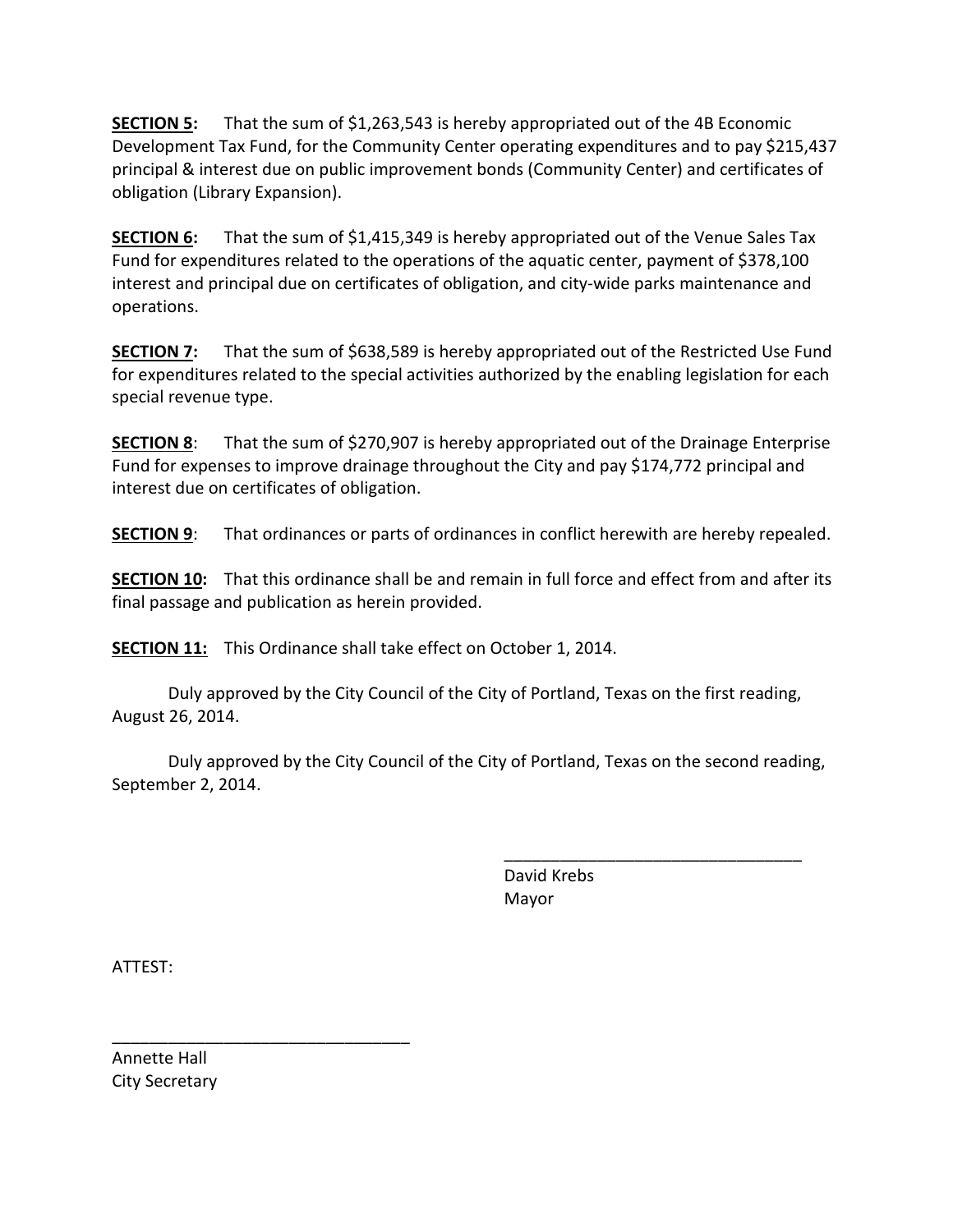**<u>SECTION 5</u>:** That the sum of $1,263,543 is hereby appropriated out of the 4B Economic Development Tax Fund, for the Community Center operating expenditures and to pay $215,437 principal & interest due on public improvement bonds (Community Center) and certificates of obligation (Library Expansion).

**<u>SECTION 6</u>:** That the sum of $1,415,349 is hereby appropriated out of the Venue Sales Tax Fund for expenditures related to the operations of the aquatic center, payment of $378,100 interest and principal due on certificates of obligation, and city-wide parks maintenance and operations.

**<u>SECTION 7</u>:** That the sum of $638,589 is hereby appropriated out of the Restricted Use Fund for expenditures related to the special activities authorized by the enabling legislation for each special revenue type.

**<u>SECTION 8</u>**: That the sum of $270,907 is hereby appropriated out of the Drainage Enterprise Fund for expenses to improve drainage throughout the City and pay $174,772 principal and interest due on certificates of obligation.

**<u>SECTION 9</u>**: That ordinances or parts of ordinances in conflict herewith are hereby repealed.

**<u>SECTION 10</u>:** That this ordinance shall be and remain in full force and effect from and after its final passage and publication as herein provided.

**<u>SECTION 11:</u>** This Ordinance shall take effect on October 1, 2014.

Duly approved by the City Council of the City of Portland, Texas on the first reading, August 26, 2014.

Duly approved by the City Council of the City of Portland, Texas on the second reading, September 2, 2014.

\_\_\_\_\_\_\_\_\_\_\_\_\_\_\_\_\_\_\_\_\_\_\_\_\_\_\_\_\_\_\_\_
David Krebs
Mayor

ATTEST:

\_\_\_\_\_\_\_\_\_\_\_\_\_\_\_\_\_\_\_\_\_\_\_\_\_\_\_\_\_\_\_\_
Annette Hall
City Secretary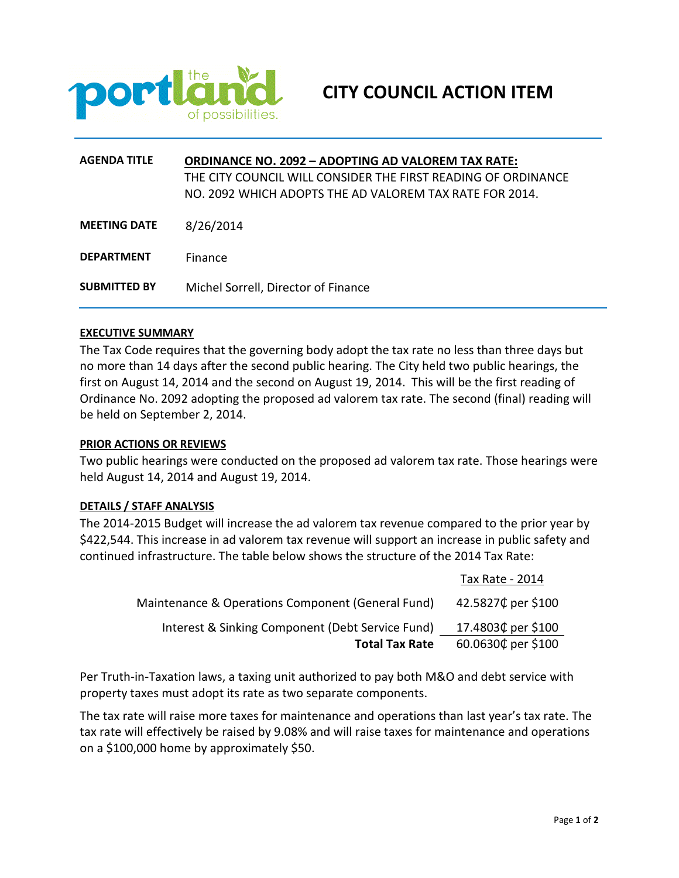# CITY COUNCIL ACTION ITEM

| | |
|---|---|
| **AGENDA TITLE** | **ORDINANCE NO. 2092 – ADOPTING AD VALOREM TAX RATE:** THE CITY COUNCIL WILL CONSIDER THE FIRST READING OF ORDINANCE NO. 2092 WHICH ADOPTS THE AD VALOREM TAX RATE FOR 2014. |
| **MEETING DATE** | 8/26/2014 |
| **DEPARTMENT** | Finance |
| **SUBMITTED BY** | Michel Sorrell, Director of Finance |

## EXECUTIVE SUMMARY

The Tax Code requires that the governing body adopt the tax rate no less than three days but no more than 14 days after the second public hearing. The City held two public hearings, the first on August 14, 2014 and the second on August 19, 2014. This will be the first reading of Ordinance No. 2092 adopting the proposed ad valorem tax rate. The second (final) reading will be held on September 2, 2014.

## PRIOR ACTIONS OR REVIEWS

Two public hearings were conducted on the proposed ad valorem tax rate. Those hearings were held August 14, 2014 and August 19, 2014.

## DETAILS / STAFF ANALYSIS

The 2014-2015 Budget will increase the ad valorem tax revenue compared to the prior year by $422,544. This increase in ad valorem tax revenue will support an increase in public safety and continued infrastructure. The table below shows the structure of the 2014 Tax Rate:

| | Tax Rate - 2014 |
|---|---|
| Maintenance & Operations Component (General Fund) | 42.5827₵ per $100 |
| Interest & Sinking Component (Debt Service Fund) | 17.4803₵ per $100 |
| **Total Tax Rate** | 60.0630₵ per $100 |

Per Truth-in-Taxation laws, a taxing unit authorized to pay both M&O and debt service with property taxes must adopt its rate as two separate components.

The tax rate will raise more taxes for maintenance and operations than last year's tax rate. The tax rate will effectively be raised by 9.08% and will raise taxes for maintenance and operations on a $100,000 home by approximately $50.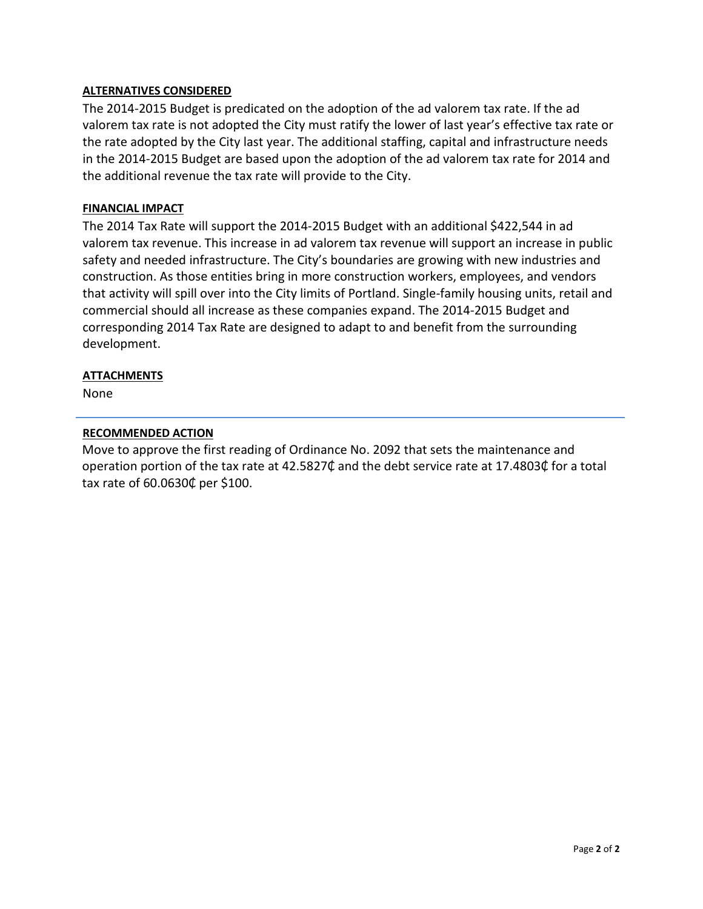**ALTERNATIVES CONSIDERED**

The 2014-2015 Budget is predicated on the adoption of the ad valorem tax rate. If the ad valorem tax rate is not adopted the City must ratify the lower of last year's effective tax rate or the rate adopted by the City last year. The additional staffing, capital and infrastructure needs in the 2014-2015 Budget are based upon the adoption of the ad valorem tax rate for 2014 and the additional revenue the tax rate will provide to the City.

**FINANCIAL IMPACT**

The 2014 Tax Rate will support the 2014-2015 Budget with an additional $422,544 in ad valorem tax revenue. This increase in ad valorem tax revenue will support an increase in public safety and needed infrastructure. The City's boundaries are growing with new industries and construction. As those entities bring in more construction workers, employees, and vendors that activity will spill over into the City limits of Portland. Single-family housing units, retail and commercial should all increase as these companies expand. The 2014-2015 Budget and corresponding 2014 Tax Rate are designed to adapt to and benefit from the surrounding development.

**ATTACHMENTS**

None

---

**RECOMMENDED ACTION**

Move to approve the first reading of Ordinance No. 2092 that sets the maintenance and operation portion of the tax rate at 42.5827₵ and the debt service rate at 17.4803₵ for a total tax rate of 60.0630₵ per $100.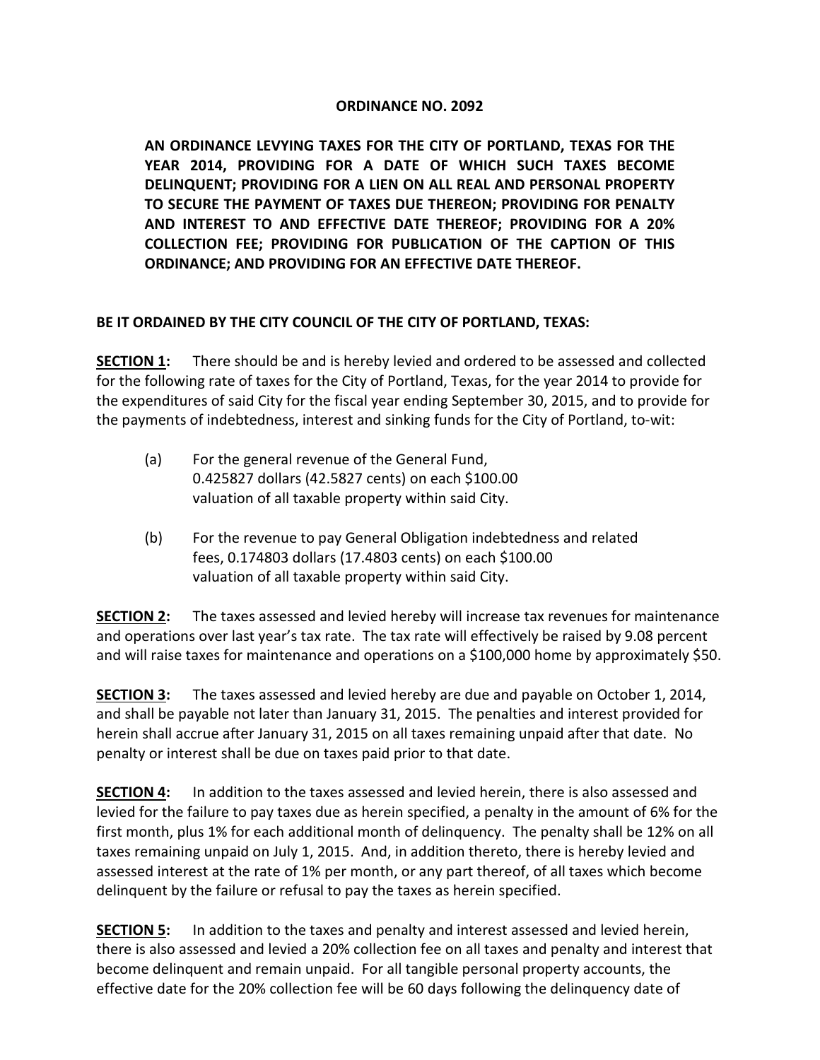**ORDINANCE NO. 2092**

**AN ORDINANCE LEVYING TAXES FOR THE CITY OF PORTLAND, TEXAS FOR THE YEAR 2014, PROVIDING FOR A DATE OF WHICH SUCH TAXES BECOME DELINQUENT; PROVIDING FOR A LIEN ON ALL REAL AND PERSONAL PROPERTY TO SECURE THE PAYMENT OF TAXES DUE THEREON; PROVIDING FOR PENALTY AND INTEREST TO AND EFFECTIVE DATE THEREOF; PROVIDING FOR A 20% COLLECTION FEE; PROVIDING FOR PUBLICATION OF THE CAPTION OF THIS ORDINANCE; AND PROVIDING FOR AN EFFECTIVE DATE THEREOF.**

**BE IT ORDAINED BY THE CITY COUNCIL OF THE CITY OF PORTLAND, TEXAS:**

**<u>SECTION 1</u>:** There should be and is hereby levied and ordered to be assessed and collected for the following rate of taxes for the City of Portland, Texas, for the year 2014 to provide for the expenditures of said City for the fiscal year ending September 30, 2015, and to provide for the payments of indebtedness, interest and sinking funds for the City of Portland, to-wit:

(a) For the general revenue of the General Fund, 0.425827 dollars (42.5827 cents) on each $100.00 valuation of all taxable property within said City.

(b) For the revenue to pay General Obligation indebtedness and related fees, 0.174803 dollars (17.4803 cents) on each $100.00 valuation of all taxable property within said City.

**<u>SECTION 2</u>:** The taxes assessed and levied hereby will increase tax revenues for maintenance and operations over last year's tax rate. The tax rate will effectively be raised by 9.08 percent and will raise taxes for maintenance and operations on a $100,000 home by approximately $50.

**<u>SECTION 3</u>:** The taxes assessed and levied hereby are due and payable on October 1, 2014, and shall be payable not later than January 31, 2015. The penalties and interest provided for herein shall accrue after January 31, 2015 on all taxes remaining unpaid after that date. No penalty or interest shall be due on taxes paid prior to that date.

**<u>SECTION 4</u>:** In addition to the taxes assessed and levied herein, there is also assessed and levied for the failure to pay taxes due as herein specified, a penalty in the amount of 6% for the first month, plus 1% for each additional month of delinquency. The penalty shall be 12% on all taxes remaining unpaid on July 1, 2015. And, in addition thereto, there is hereby levied and assessed interest at the rate of 1% per month, or any part thereof, of all taxes which become delinquent by the failure or refusal to pay the taxes as herein specified.

**<u>SECTION 5</u>:** In addition to the taxes and penalty and interest assessed and levied herein, there is also assessed and levied a 20% collection fee on all taxes and penalty and interest that become delinquent and remain unpaid. For all tangible personal property accounts, the effective date for the 20% collection fee will be 60 days following the delinquency date of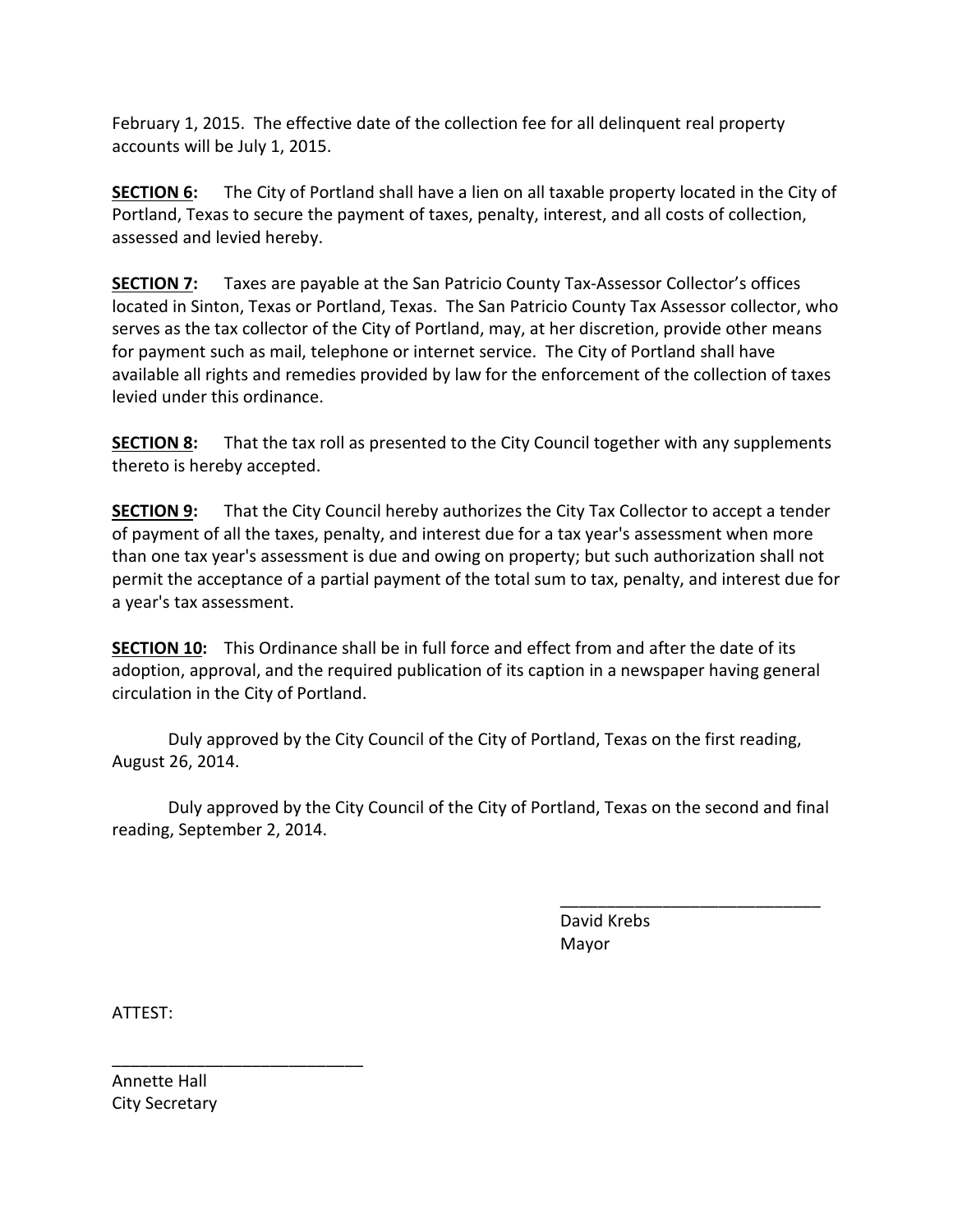February 1, 2015. The effective date of the collection fee for all delinquent real property accounts will be July 1, 2015.

**SECTION 6:** The City of Portland shall have a lien on all taxable property located in the City of Portland, Texas to secure the payment of taxes, penalty, interest, and all costs of collection, assessed and levied hereby.

**SECTION 7:** Taxes are payable at the San Patricio County Tax-Assessor Collector's offices located in Sinton, Texas or Portland, Texas. The San Patricio County Tax Assessor collector, who serves as the tax collector of the City of Portland, may, at her discretion, provide other means for payment such as mail, telephone or internet service. The City of Portland shall have available all rights and remedies provided by law for the enforcement of the collection of taxes levied under this ordinance.

**SECTION 8:** That the tax roll as presented to the City Council together with any supplements thereto is hereby accepted.

**SECTION 9:** That the City Council hereby authorizes the City Tax Collector to accept a tender of payment of all the taxes, penalty, and interest due for a tax year's assessment when more than one tax year's assessment is due and owing on property; but such authorization shall not permit the acceptance of a partial payment of the total sum to tax, penalty, and interest due for a year's tax assessment.

**SECTION 10:** This Ordinance shall be in full force and effect from and after the date of its adoption, approval, and the required publication of its caption in a newspaper having general circulation in the City of Portland.

Duly approved by the City Council of the City of Portland, Texas on the first reading, August 26, 2014.

Duly approved by the City Council of the City of Portland, Texas on the second and final reading, September 2, 2014.

\_\_\_\_\_\_\_\_\_\_\_\_\_\_\_\_\_\_\_\_\_\_\_\_\_\_\_\_

David Krebs
Mayor

ATTEST:

\_\_\_\_\_\_\_\_\_\_\_\_\_\_\_\_\_\_\_\_\_\_\_\_\_\_\_\_

Annette Hall
City Secretary